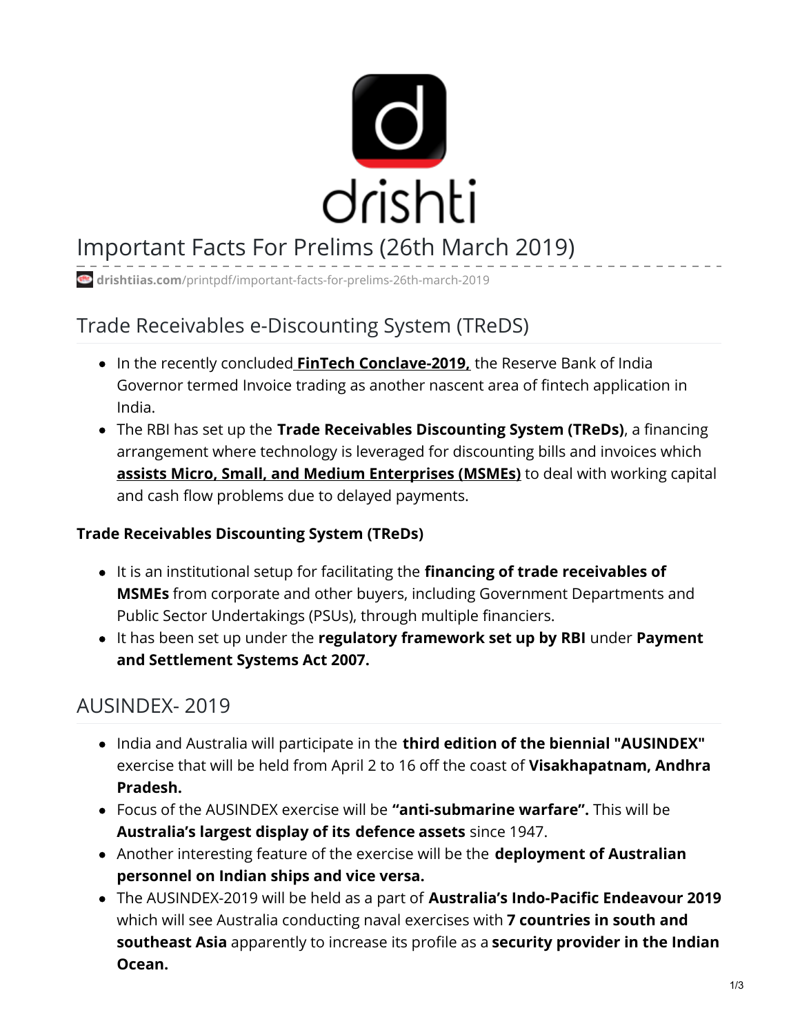# Important Facts For Prelims (26th March 2019)

**drishtiias.com**/printpdf/important-facts-for-prelims-26th-march-2019

## Trade Receivables e-Discounting System (TReDS)

- In the recently concluded **FinTech Conclave-2019,** the Reserve Bank of India Governor termed Invoice trading as another nascent area of fintech application in India.
- The RBI has set up the **Trade Receivables Discounting System (TReDs)**, a financing arrangement where technology is leveraged for discounting bills and invoices which **assists Micro, Small, and Medium Enterprises (MSMEs)** to deal with working capital and cash flow problems due to delayed payments.

**Trade Receivables Discounting System (TReDs)**

- It is an institutional setup for facilitating the **financing of trade receivables of MSMEs** from corporate and other buyers, including Government Departments and Public Sector Undertakings (PSUs), through multiple financiers.
- It has been set up under the **regulatory framework set up by RBI** under **Payment and Settlement Systems Act 2007.**

## AUSINDEX- 2019

- India and Australia will participate in the **third edition of the biennial "AUSINDEX"** exercise that will be held from April 2 to 16 off the coast of **Visakhapatnam, Andhra Pradesh.**
- Focus of the AUSINDEX exercise will be **"anti-submarine warfare".** This will be **Australia's largest display of its defence assets** since 1947.
- Another interesting feature of the exercise will be the **deployment of Australian personnel on Indian ships and vice versa.**
- The AUSINDEX-2019 will be held as a part of **Australia's Indo-Pacific Endeavour 2019** which will see Australia conducting naval exercises with **7 countries in south and southeast Asia** apparently to increase its profile as a **security provider in the Indian Ocean.**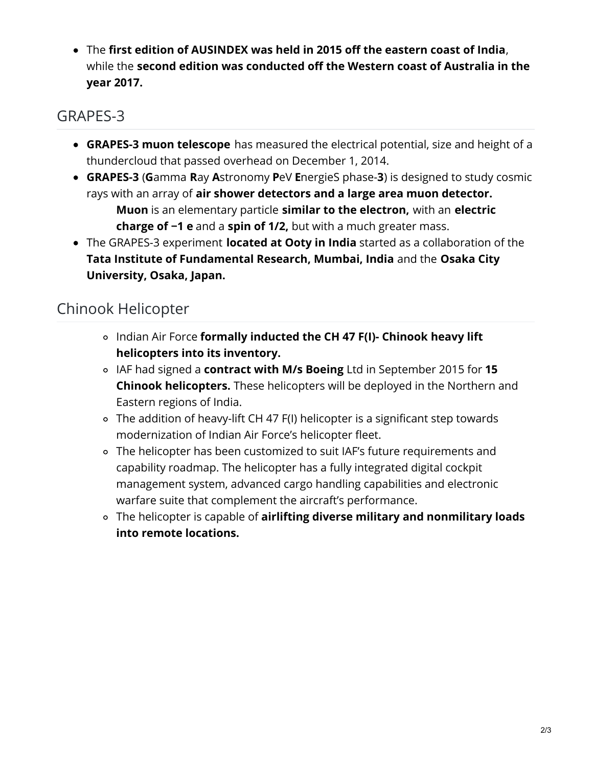- The **first edition of AUSINDEX was held in 2015 off the eastern coast of India**, while the **second edition was conducted off the Western coast of Australia in the year 2017.**

## GRAPES-3

- **GRAPES-3 muon telescope** has measured the electrical potential, size and height of a thundercloud that passed overhead on December 1, 2014.
- **GRAPES-3** (**G**amma **R**ay **A**stronomy **P**eV **E**nergieS phase-**3**) is designed to study cosmic rays with an array of **air shower detectors and a large area muon detector.**
  **Muon** is an elementary particle **similar to the electron,** with an **electric charge of −1 e** and a **spin of 1/2,** but with a much greater mass.
- The GRAPES-3 experiment **located at Ooty in India** started as a collaboration of the **Tata Institute of Fundamental Research, Mumbai, India** and the **Osaka City University, Osaka, Japan.**

## Chinook Helicopter

- Indian Air Force **formally inducted the CH 47 F(I)- Chinook heavy lift helicopters into its inventory.**
- IAF had signed a **contract with M/s Boeing** Ltd in September 2015 for **15 Chinook helicopters.** These helicopters will be deployed in the Northern and Eastern regions of India.
- The addition of heavy-lift CH 47 F(I) helicopter is a significant step towards modernization of Indian Air Force's helicopter fleet.
- The helicopter has been customized to suit IAF's future requirements and capability roadmap. The helicopter has a fully integrated digital cockpit management system, advanced cargo handling capabilities and electronic warfare suite that complement the aircraft's performance.
- The helicopter is capable of **airlifting diverse military and nonmilitary loads into remote locations.**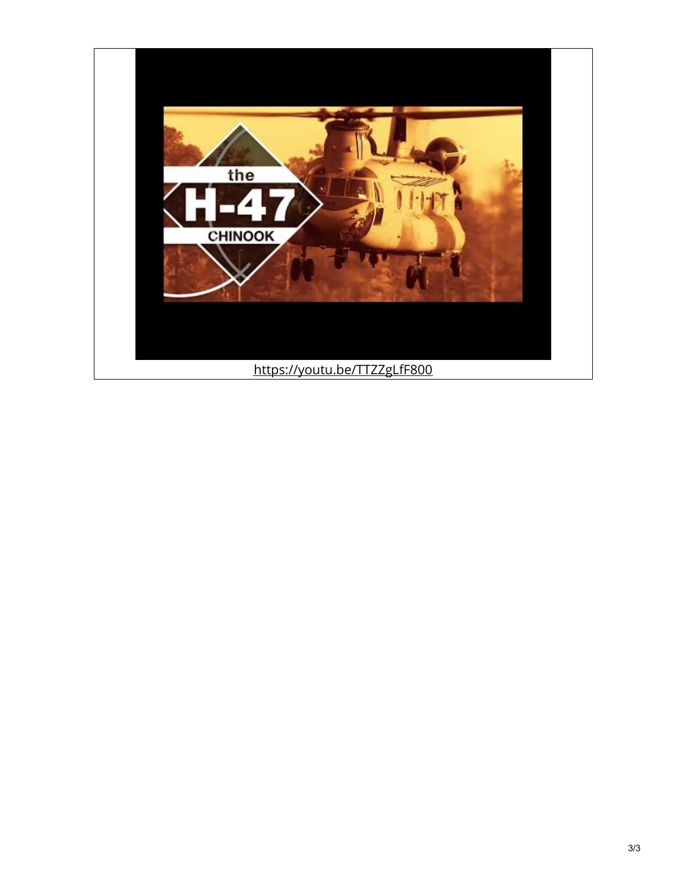https://youtu.be/TTZZgLfF800